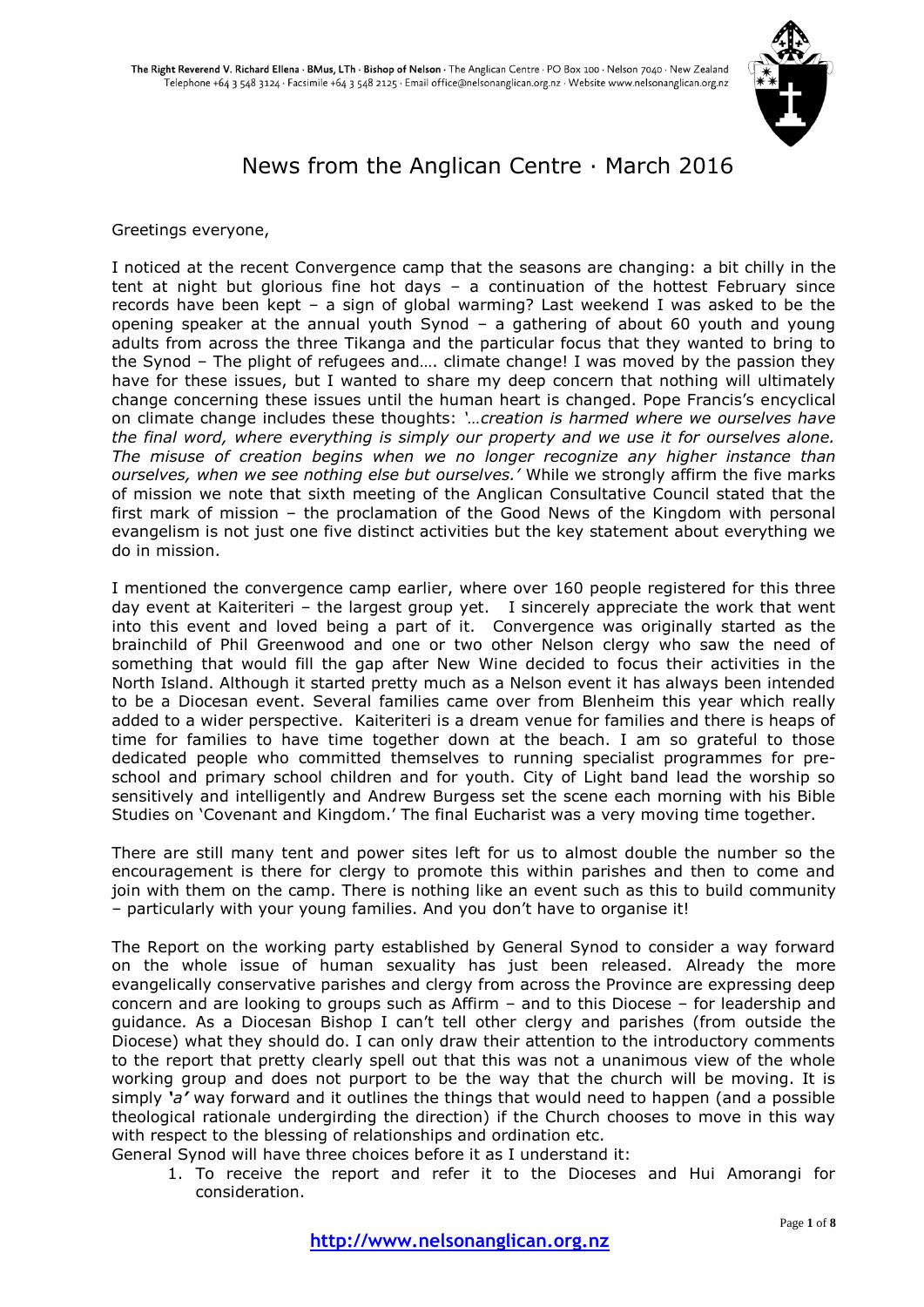The Right Reverend V. Richard Ellena · BMus, LTh · Bishop of Nelson · The Anglican Centre · PO Box 100 · Nelson 7040 · New Zealand
Telephone +64 3 548 3124 · Facsimile +64 3 548 2125 · Email office@nelsonanglican.org.nz · Website www.nelsonanglican.org.nz

# News from the Anglican Centre · March 2016

Greetings everyone,

I noticed at the recent Convergence camp that the seasons are changing: a bit chilly in the tent at night but glorious fine hot days – a continuation of the hottest February since records have been kept – a sign of global warming? Last weekend I was asked to be the opening speaker at the annual youth Synod – a gathering of about 60 youth and young adults from across the three Tikanga and the particular focus that they wanted to bring to the Synod – The plight of refugees and…. climate change! I was moved by the passion they have for these issues, but I wanted to share my deep concern that nothing will ultimately change concerning these issues until the human heart is changed. Pope Francis's encyclical on climate change includes these thoughts: *'…creation is harmed where we ourselves have the final word, where everything is simply our property and we use it for ourselves alone. The misuse of creation begins when we no longer recognize any higher instance than ourselves, when we see nothing else but ourselves.'* While we strongly affirm the five marks of mission we note that sixth meeting of the Anglican Consultative Council stated that the first mark of mission – the proclamation of the Good News of the Kingdom with personal evangelism is not just one five distinct activities but the key statement about everything we do in mission.

I mentioned the convergence camp earlier, where over 160 people registered for this three day event at Kaiteriteri – the largest group yet. I sincerely appreciate the work that went into this event and loved being a part of it. Convergence was originally started as the brainchild of Phil Greenwood and one or two other Nelson clergy who saw the need of something that would fill the gap after New Wine decided to focus their activities in the North Island. Although it started pretty much as a Nelson event it has always been intended to be a Diocesan event. Several families came over from Blenheim this year which really added to a wider perspective. Kaiteriteri is a dream venue for families and there is heaps of time for families to have time together down at the beach. I am so grateful to those dedicated people who committed themselves to running specialist programmes for pre-school and primary school children and for youth. City of Light band lead the worship so sensitively and intelligently and Andrew Burgess set the scene each morning with his Bible Studies on 'Covenant and Kingdom.' The final Eucharist was a very moving time together.

There are still many tent and power sites left for us to almost double the number so the encouragement is there for clergy to promote this within parishes and then to come and join with them on the camp. There is nothing like an event such as this to build community – particularly with your young families. And you don't have to organise it!

The Report on the working party established by General Synod to consider a way forward on the whole issue of human sexuality has just been released. Already the more evangelically conservative parishes and clergy from across the Province are expressing deep concern and are looking to groups such as Affirm – and to this Diocese – for leadership and guidance. As a Diocesan Bishop I can't tell other clergy and parishes (from outside the Diocese) what they should do. I can only draw their attention to the introductory comments to the report that pretty clearly spell out that this was not a unanimous view of the whole working group and does not purport to be the way that the church will be moving. It is simply ***'a'*** way forward and it outlines the things that would need to happen (and a possible theological rationale undergirding the direction) if the Church chooses to move in this way with respect to the blessing of relationships and ordination etc.

General Synod will have three choices before it as I understand it:

1. To receive the report and refer it to the Dioceses and Hui Amorangi for consideration.

**http://www.nelsonanglican.org.nz**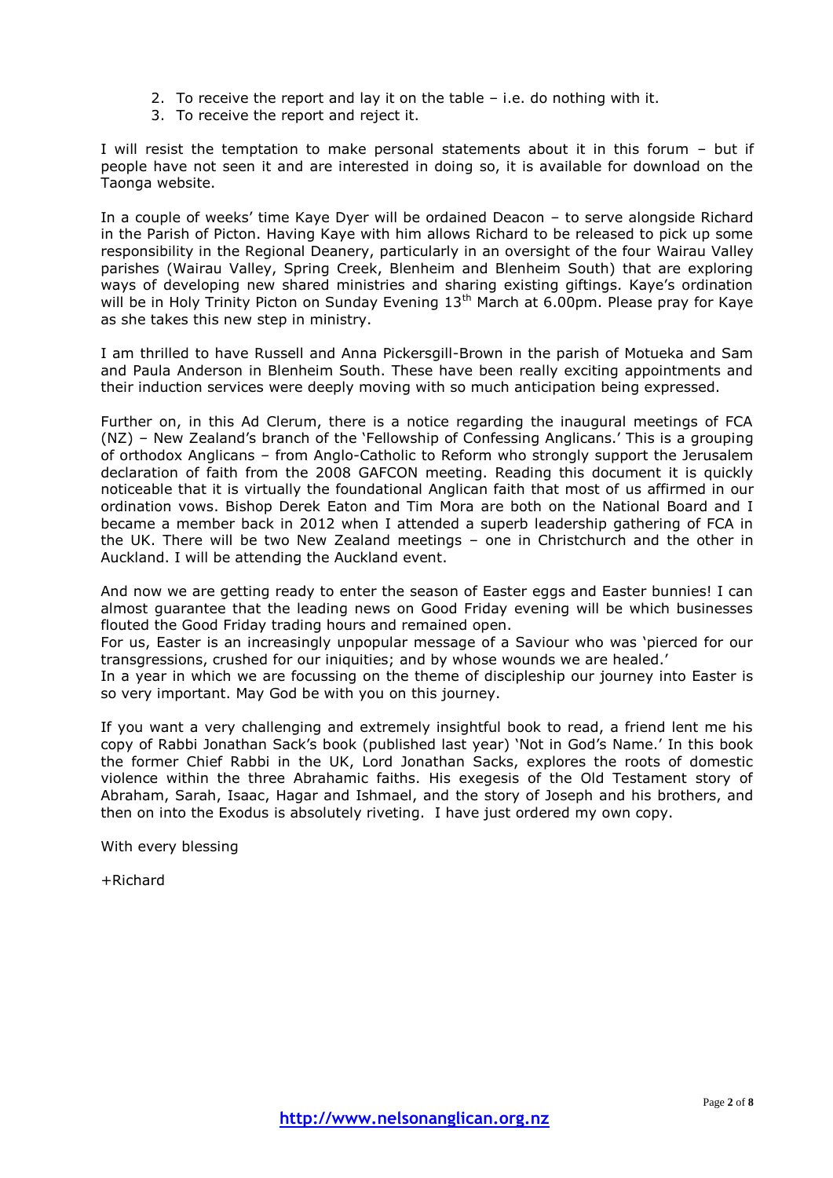2. To receive the report and lay it on the table – i.e. do nothing with it.
3. To receive the report and reject it.

I will resist the temptation to make personal statements about it in this forum – but if people have not seen it and are interested in doing so, it is available for download on the Taonga website.

In a couple of weeks' time Kaye Dyer will be ordained Deacon – to serve alongside Richard in the Parish of Picton. Having Kaye with him allows Richard to be released to pick up some responsibility in the Regional Deanery, particularly in an oversight of the four Wairau Valley parishes (Wairau Valley, Spring Creek, Blenheim and Blenheim South) that are exploring ways of developing new shared ministries and sharing existing giftings. Kaye's ordination will be in Holy Trinity Picton on Sunday Evening 13th March at 6.00pm. Please pray for Kaye as she takes this new step in ministry.

I am thrilled to have Russell and Anna Pickersgill-Brown in the parish of Motueka and Sam and Paula Anderson in Blenheim South. These have been really exciting appointments and their induction services were deeply moving with so much anticipation being expressed.

Further on, in this Ad Clerum, there is a notice regarding the inaugural meetings of FCA (NZ) – New Zealand's branch of the 'Fellowship of Confessing Anglicans.' This is a grouping of orthodox Anglicans – from Anglo-Catholic to Reform who strongly support the Jerusalem declaration of faith from the 2008 GAFCON meeting. Reading this document it is quickly noticeable that it is virtually the foundational Anglican faith that most of us affirmed in our ordination vows. Bishop Derek Eaton and Tim Mora are both on the National Board and I became a member back in 2012 when I attended a superb leadership gathering of FCA in the UK. There will be two New Zealand meetings – one in Christchurch and the other in Auckland. I will be attending the Auckland event.

And now we are getting ready to enter the season of Easter eggs and Easter bunnies! I can almost guarantee that the leading news on Good Friday evening will be which businesses flouted the Good Friday trading hours and remained open.
For us, Easter is an increasingly unpopular message of a Saviour who was 'pierced for our transgressions, crushed for our iniquities; and by whose wounds we are healed.'
In a year in which we are focussing on the theme of discipleship our journey into Easter is so very important. May God be with you on this journey.

If you want a very challenging and extremely insightful book to read, a friend lent me his copy of Rabbi Jonathan Sack's book (published last year) 'Not in God's Name.' In this book the former Chief Rabbi in the UK, Lord Jonathan Sacks, explores the roots of domestic violence within the three Abrahamic faiths. His exegesis of the Old Testament story of Abraham, Sarah, Isaac, Hagar and Ishmael, and the story of Joseph and his brothers, and then on into the Exodus is absolutely riveting. I have just ordered my own copy.

With every blessing

+Richard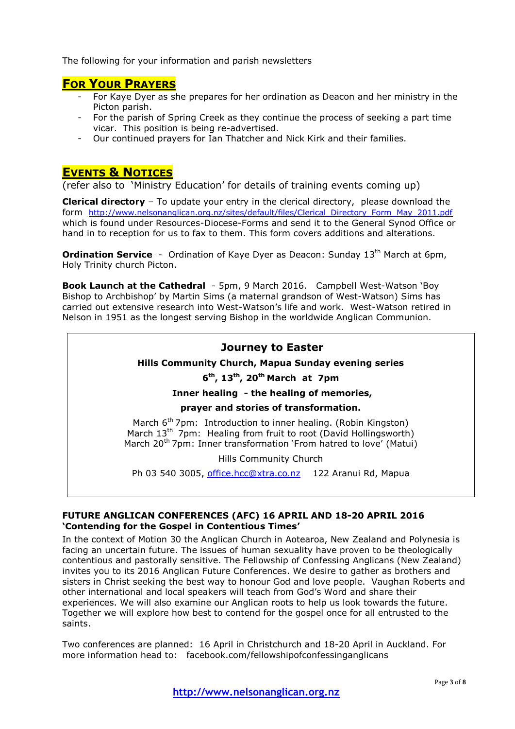The following for your information and parish newsletters

## For Your Prayers

- For Kaye Dyer as she prepares for her ordination as Deacon and her ministry in the Picton parish.
- For the parish of Spring Creek as they continue the process of seeking a part time vicar. This position is being re-advertised.
- Our continued prayers for Ian Thatcher and Nick Kirk and their families.

## Events & Notices

(refer also to 'Ministry Education' for details of training events coming up)

**Clerical directory** – To update your entry in the clerical directory, please download the form http://www.nelsonanglican.org.nz/sites/default/files/Clerical_Directory_Form_May_2011.pdf which is found under Resources-Diocese-Forms and send it to the General Synod Office or hand in to reception for us to fax to them. This form covers additions and alterations.

**Ordination Service** - Ordination of Kaye Dyer as Deacon: Sunday 13th March at 6pm, Holy Trinity church Picton.

**Book Launch at the Cathedral** - 5pm, 9 March 2016. Campbell West-Watson 'Boy Bishop to Archbishop' by Martin Sims (a maternal grandson of West-Watson) Sims has carried out extensive research into West-Watson's life and work. West-Watson retired in Nelson in 1951 as the longest serving Bishop in the worldwide Anglican Communion.

### Journey to Easter

**Hills Community Church, Mapua Sunday evening series**

**6th, 13th, 20th March at 7pm**

**Inner healing - the healing of memories,**

**prayer and stories of transformation.**

March 6th 7pm: Introduction to inner healing. (Robin Kingston)
March 13th 7pm: Healing from fruit to root (David Hollingsworth)
March 20th 7pm: Inner transformation 'From hatred to love' (Matui)

Hills Community Church

Ph 03 540 3005, office.hcc@xtra.co.nz 122 Aranui Rd, Mapua

**FUTURE ANGLICAN CONFERENCES (AFC) 16 APRIL AND 18-20 APRIL 2016**
**'Contending for the Gospel in Contentious Times'**

In the context of Motion 30 the Anglican Church in Aotearoa, New Zealand and Polynesia is facing an uncertain future. The issues of human sexuality have proven to be theologically contentious and pastorally sensitive. The Fellowship of Confessing Anglicans (New Zealand) invites you to its 2016 Anglican Future Conferences. We desire to gather as brothers and sisters in Christ seeking the best way to honour God and love people. Vaughan Roberts and other international and local speakers will teach from God's Word and share their experiences. We will also examine our Anglican roots to help us look towards the future. Together we will explore how best to contend for the gospel once for all entrusted to the saints.

Two conferences are planned: 16 April in Christchurch and 18-20 April in Auckland. For more information head to: facebook.com/fellowshipofconfessinganglicans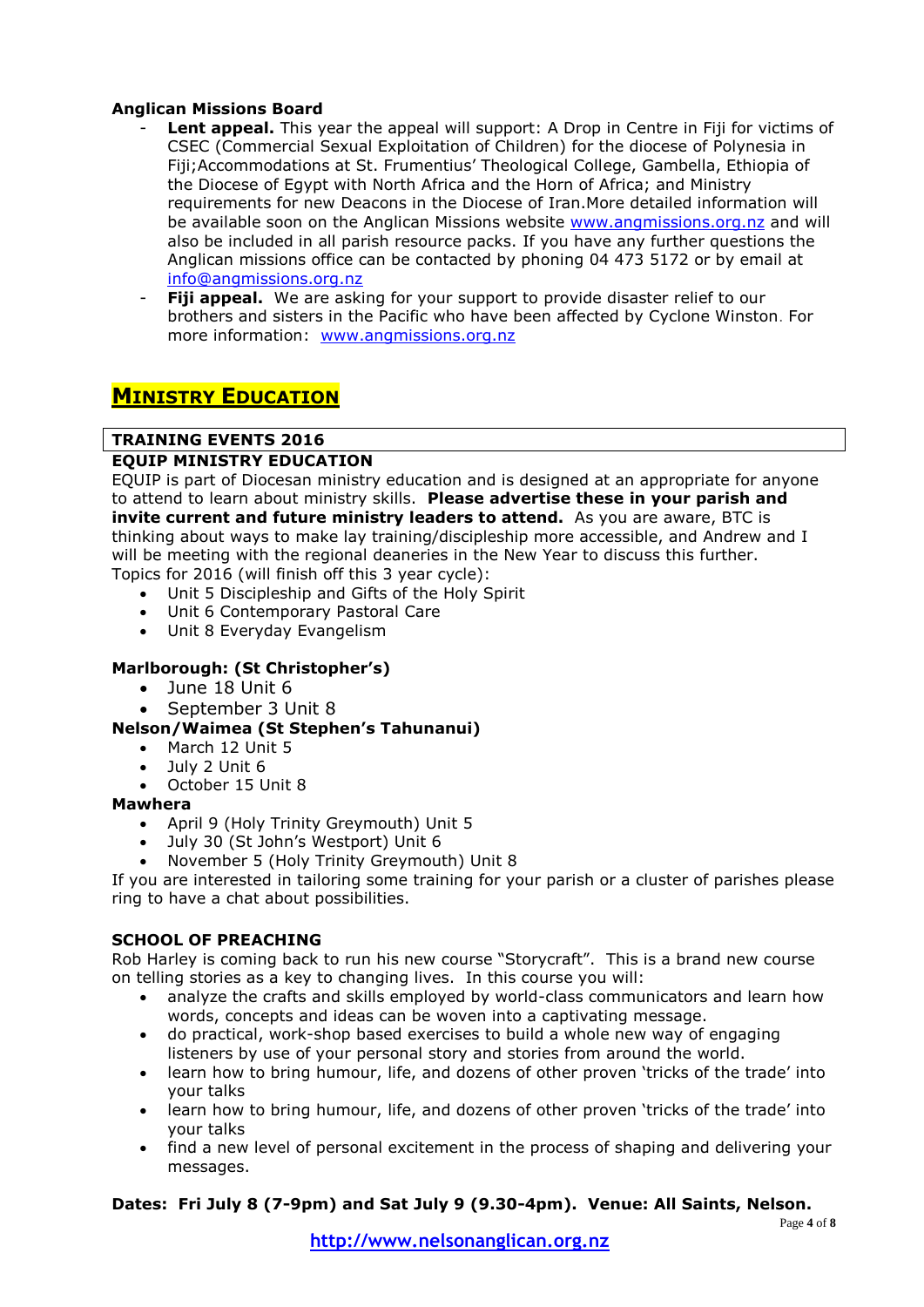**Anglican Missions Board**

- **Lent appeal.** This year the appeal will support: A Drop in Centre in Fiji for victims of CSEC (Commercial Sexual Exploitation of Children) for the diocese of Polynesia in Fiji;Accommodations at St. Frumentius' Theological College, Gambella, Ethiopia of the Diocese of Egypt with North Africa and the Horn of Africa; and Ministry requirements for new Deacons in the Diocese of Iran.More detailed information will be available soon on the Anglican Missions website www.angmissions.org.nz and will also be included in all parish resource packs. If you have any further questions the Anglican missions office can be contacted by phoning 04 473 5172 or by email at info@angmissions.org.nz
- **Fiji appeal.** We are asking for your support to provide disaster relief to our brothers and sisters in the Pacific who have been affected by Cyclone Winston. For more information: www.angmissions.org.nz

## MINISTRY EDUCATION

**TRAINING EVENTS 2016**

**EQUIP MINISTRY EDUCATION**

EQUIP is part of Diocesan ministry education and is designed at an appropriate for anyone to attend to learn about ministry skills. **Please advertise these in your parish and invite current and future ministry leaders to attend.** As you are aware, BTC is thinking about ways to make lay training/discipleship more accessible, and Andrew and I will be meeting with the regional deaneries in the New Year to discuss this further.
Topics for 2016 (will finish off this 3 year cycle):

- Unit 5 Discipleship and Gifts of the Holy Spirit
- Unit 6 Contemporary Pastoral Care
- Unit 8 Everyday Evangelism

**Marlborough: (St Christopher's)**

- June 18 Unit 6
- September 3 Unit 8

**Nelson/Waimea (St Stephen's Tahunanui)**

- March 12 Unit 5
- July 2 Unit 6
- October 15 Unit 8

**Mawhera**

- April 9 (Holy Trinity Greymouth) Unit 5
- July 30 (St John's Westport) Unit 6
- November 5 (Holy Trinity Greymouth) Unit 8

If you are interested in tailoring some training for your parish or a cluster of parishes please ring to have a chat about possibilities.

**SCHOOL OF PREACHING**

Rob Harley is coming back to run his new course "Storycraft". This is a brand new course on telling stories as a key to changing lives. In this course you will:

- analyze the crafts and skills employed by world-class communicators and learn how words, concepts and ideas can be woven into a captivating message.
- do practical, work-shop based exercises to build a whole new way of engaging listeners by use of your personal story and stories from around the world.
- learn how to bring humour, life, and dozens of other proven 'tricks of the trade' into your talks
- learn how to bring humour, life, and dozens of other proven 'tricks of the trade' into your talks
- find a new level of personal excitement in the process of shaping and delivering your messages.

**Dates: Fri July 8 (7-9pm) and Sat July 9 (9.30-4pm). Venue: All Saints, Nelson.**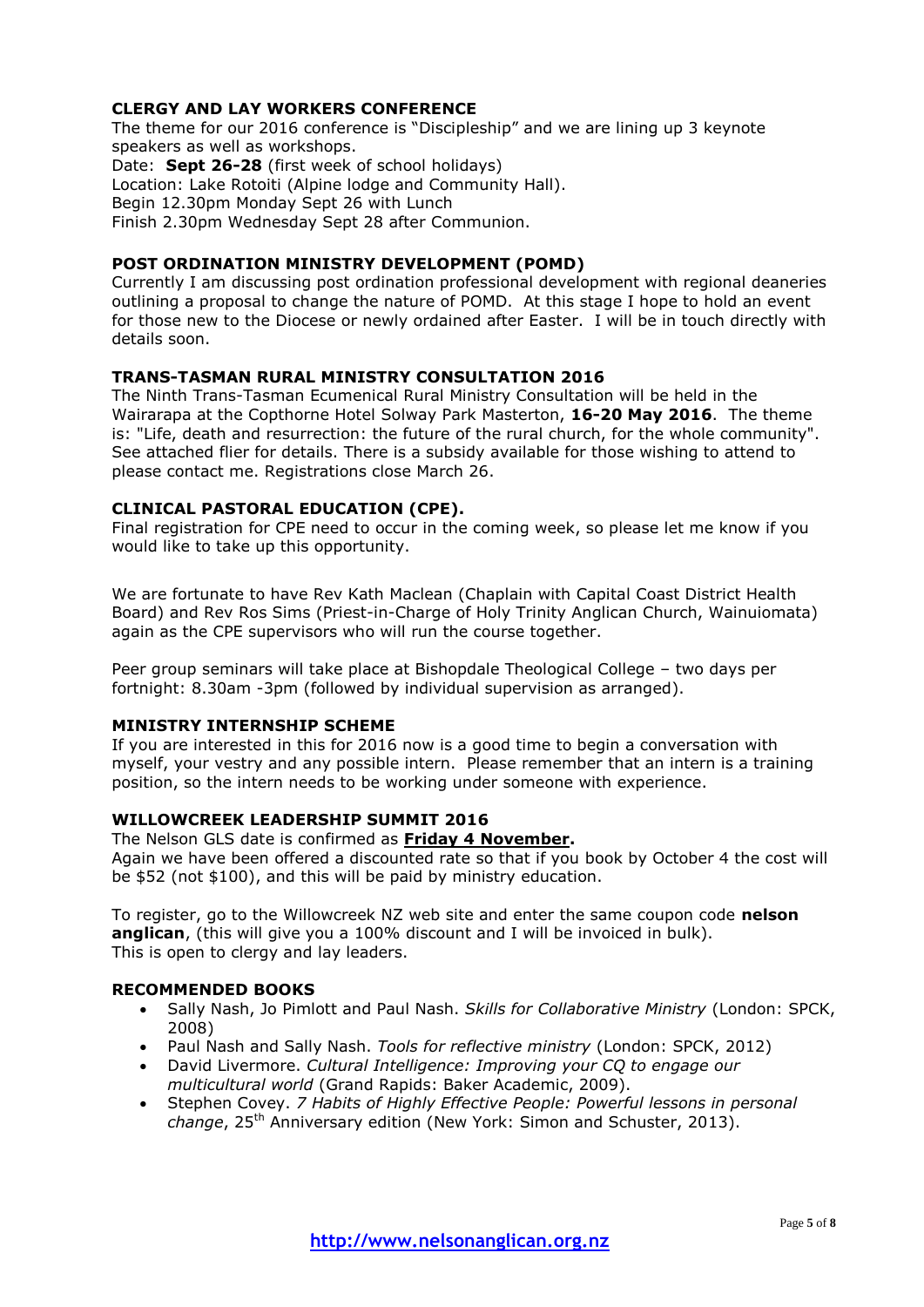**CLERGY AND LAY WORKERS CONFERENCE**

The theme for our 2016 conference is "Discipleship" and we are lining up 3 keynote speakers as well as workshops.

Date: **Sept 26-28** (first week of school holidays)
Location: Lake Rotoiti (Alpine lodge and Community Hall).
Begin 12.30pm Monday Sept 26 with Lunch
Finish 2.30pm Wednesday Sept 28 after Communion.

**POST ORDINATION MINISTRY DEVELOPMENT (POMD)**

Currently I am discussing post ordination professional development with regional deaneries outlining a proposal to change the nature of POMD. At this stage I hope to hold an event for those new to the Diocese or newly ordained after Easter. I will be in touch directly with details soon.

**TRANS-TASMAN RURAL MINISTRY CONSULTATION 2016**

The Ninth Trans-Tasman Ecumenical Rural Ministry Consultation will be held in the Wairarapa at the Copthorne Hotel Solway Park Masterton, **16-20 May 2016**. The theme is: "Life, death and resurrection: the future of the rural church, for the whole community". See attached flier for details. There is a subsidy available for those wishing to attend to please contact me. Registrations close March 26.

**CLINICAL PASTORAL EDUCATION (CPE).**

Final registration for CPE need to occur in the coming week, so please let me know if you would like to take up this opportunity.

We are fortunate to have Rev Kath Maclean (Chaplain with Capital Coast District Health Board) and Rev Ros Sims (Priest-in-Charge of Holy Trinity Anglican Church, Wainuiomata) again as the CPE supervisors who will run the course together.

Peer group seminars will take place at Bishopdale Theological College – two days per fortnight: 8.30am -3pm (followed by individual supervision as arranged).

**MINISTRY INTERNSHIP SCHEME**

If you are interested in this for 2016 now is a good time to begin a conversation with myself, your vestry and any possible intern. Please remember that an intern is a training position, so the intern needs to be working under someone with experience.

**WILLOWCREEK LEADERSHIP SUMMIT 2016**

The Nelson GLS date is confirmed as **Friday 4 November.**

Again we have been offered a discounted rate so that if you book by October 4 the cost will be $52 (not $100), and this will be paid by ministry education.

To register, go to the Willowcreek NZ web site and enter the same coupon code **nelson anglican**, (this will give you a 100% discount and I will be invoiced in bulk).
This is open to clergy and lay leaders.

**RECOMMENDED BOOKS**

- Sally Nash, Jo Pimlott and Paul Nash. *Skills for Collaborative Ministry* (London: SPCK, 2008)
- Paul Nash and Sally Nash. *Tools for reflective ministry* (London: SPCK, 2012)
- David Livermore. *Cultural Intelligence: Improving your CQ to engage our multicultural world* (Grand Rapids: Baker Academic, 2009).
- Stephen Covey. *7 Habits of Highly Effective People: Powerful lessons in personal change*, 25th Anniversary edition (New York: Simon and Schuster, 2013).

http://www.nelsonanglican.org.nz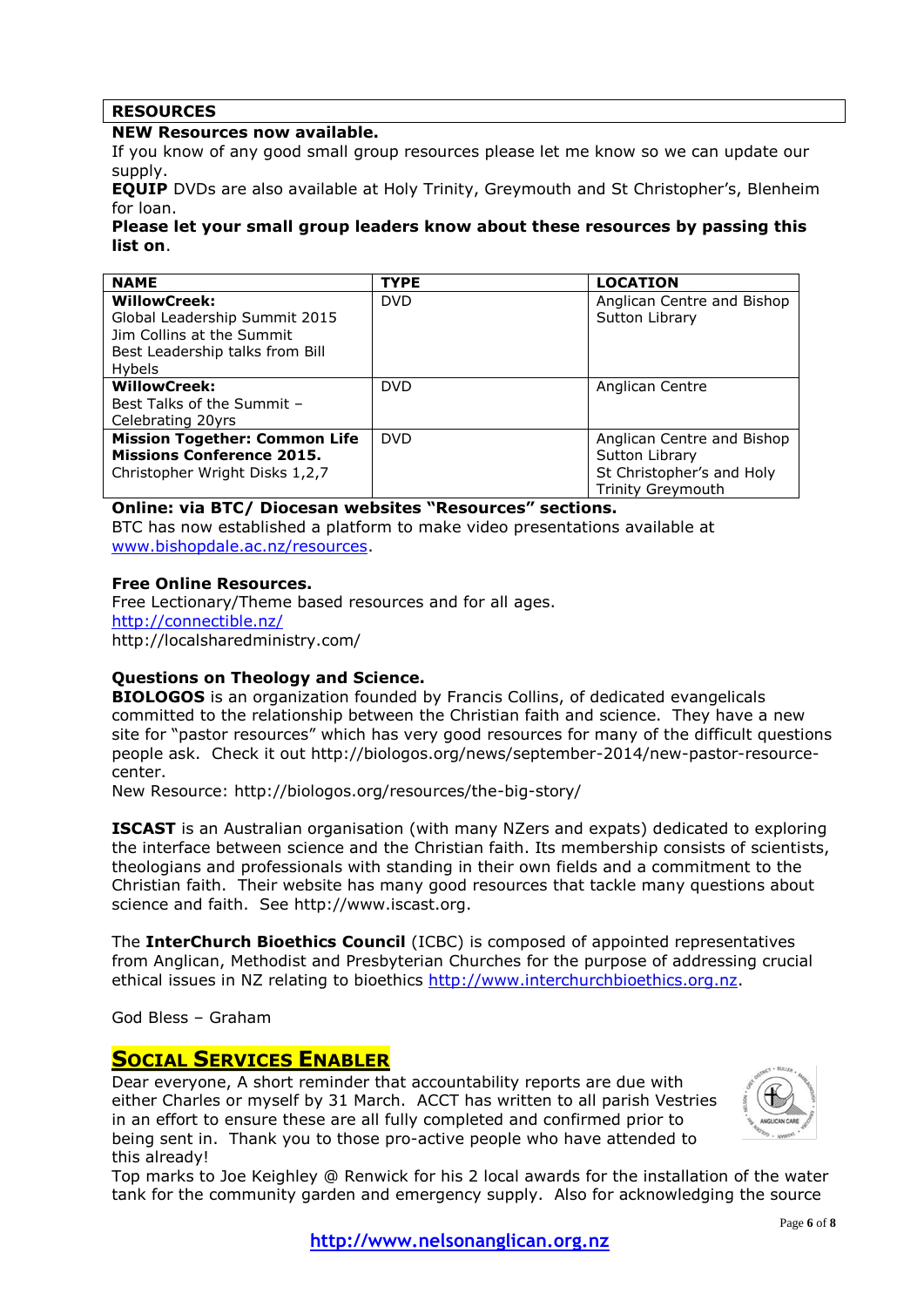## RESOURCES

**NEW Resources now available.**

If you know of any good small group resources please let me know so we can update our supply.

**EQUIP** DVDs are also available at Holy Trinity, Greymouth and St Christopher's, Blenheim for loan.

**Please let your small group leaders know about these resources by passing this list on**.

| NAME | TYPE | LOCATION |
|---|---|---|
| **WillowCreek:** Global Leadership Summit 2015 Jim Collins at the Summit Best Leadership talks from Bill Hybels | DVD | Anglican Centre and Bishop Sutton Library |
| **WillowCreek:** Best Talks of the Summit – Celebrating 20yrs | DVD | Anglican Centre |
| **Mission Together: Common Life Missions Conference 2015.** Christopher Wright Disks 1,2,7 | DVD | Anglican Centre and Bishop Sutton Library St Christopher's and Holy Trinity Greymouth |

**Online: via BTC/ Diocesan websites "Resources" sections.**

BTC has now established a platform to make video presentations available at www.bishopdale.ac.nz/resources.

**Free Online Resources.**

Free Lectionary/Theme based resources and for all ages.
http://connectible.nz/
http://localsharedministry.com/

**Questions on Theology and Science.**

**BIOLOGOS** is an organization founded by Francis Collins, of dedicated evangelicals committed to the relationship between the Christian faith and science. They have a new site for "pastor resources" which has very good resources for many of the difficult questions people ask. Check it out http://biologos.org/news/september-2014/new-pastor-resource-center.

New Resource: http://biologos.org/resources/the-big-story/

**ISCAST** is an Australian organisation (with many NZers and expats) dedicated to exploring the interface between science and the Christian faith. Its membership consists of scientists, theologians and professionals with standing in their own fields and a commitment to the Christian faith. Their website has many good resources that tackle many questions about science and faith. See http://www.iscast.org.

The **InterChurch Bioethics Council** (ICBC) is composed of appointed representatives from Anglican, Methodist and Presbyterian Churches for the purpose of addressing crucial ethical issues in NZ relating to bioethics http://www.interchurchbioethics.org.nz.

God Bless – Graham

## SOCIAL SERVICES ENABLER

Dear everyone, A short reminder that accountability reports are due with either Charles or myself by 31 March. ACCT has written to all parish Vestries in an effort to ensure these are all fully completed and confirmed prior to being sent in. Thank you to those pro-active people who have attended to this already!

Top marks to Joe Keighley @ Renwick for his 2 local awards for the installation of the water tank for the community garden and emergency supply. Also for acknowledging the source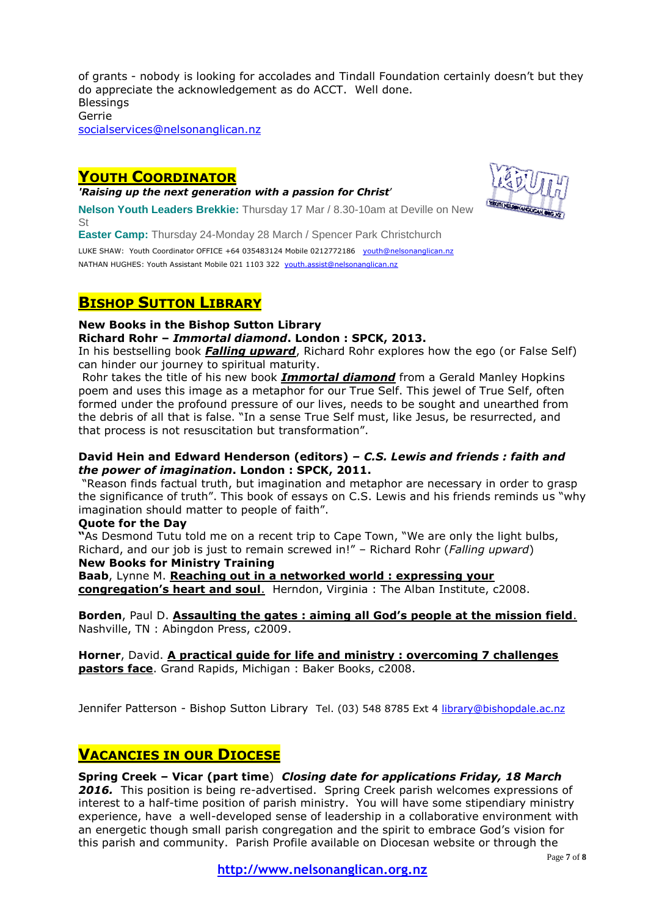of grants - nobody is looking for accolades and Tindall Foundation certainly doesn't but they do appreciate the acknowledgement as do ACCT. Well done.
Blessings
Gerrie
socialservices@nelsonanglican.nz

## YOUTH COORDINATOR

*'Raising up the next generation with a passion for Christ'*

**Nelson Youth Leaders Brekkie:** Thursday 17 Mar / 8.30-10am at Deville on New St

**Easter Camp:** Thursday 24-Monday 28 March / Spencer Park Christchurch

LUKE SHAW: Youth Coordinator OFFICE +64 035483124 Mobile 0212772186 youth@nelsonanglican.nz

NATHAN HUGHES: Youth Assistant Mobile 021 1103 322 youth.assist@nelsonanglican.nz

## BISHOP SUTTON LIBRARY

**New Books in the Bishop Sutton Library**

**Richard Rohr – *Immortal diamond*. London : SPCK, 2013.**

In his bestselling book ***Falling upward***, Richard Rohr explores how the ego (or False Self) can hinder our journey to spiritual maturity.

Rohr takes the title of his new book ***Immortal diamond*** from a Gerald Manley Hopkins poem and uses this image as a metaphor for our True Self. This jewel of True Self, often formed under the profound pressure of our lives, needs to be sought and unearthed from the debris of all that is false. "In a sense True Self must, like Jesus, be resurrected, and that process is not resuscitation but transformation".

**David Hein and Edward Henderson (editors) – *C.S. Lewis and friends : faith and the power of imagination*. London : SPCK, 2011.**

"Reason finds factual truth, but imagination and metaphor are necessary in order to grasp the significance of truth". This book of essays on C.S. Lewis and his friends reminds us "why imagination should matter to people of faith".

**Quote for the Day**

**"**As Desmond Tutu told me on a recent trip to Cape Town, "We are only the light bulbs, Richard, and our job is just to remain screwed in!" – Richard Rohr (*Falling upward*)

**New Books for Ministry Training**

**Baab**, Lynne M. **Reaching out in a networked world : expressing your congregation's heart and soul**. Herndon, Virginia : The Alban Institute, c2008.

**Borden**, Paul D. **Assaulting the gates : aiming all God's people at the mission field**. Nashville, TN : Abingdon Press, c2009.

**Horner**, David. **A practical guide for life and ministry : overcoming 7 challenges pastors face**. Grand Rapids, Michigan : Baker Books, c2008.

Jennifer Patterson - Bishop Sutton Library Tel. (03) 548 8785 Ext 4 library@bishopdale.ac.nz

## VACANCIES IN OUR DIOCESE

**Spring Creek – Vicar (part time**) ***Closing date for applications Friday, 18 March 2016.*** This position is being re-advertised. Spring Creek parish welcomes expressions of interest to a half-time position of parish ministry. You will have some stipendiary ministry experience, have a well-developed sense of leadership in a collaborative environment with an energetic though small parish congregation and the spirit to embrace God's vision for this parish and community. Parish Profile available on Diocesan website or through the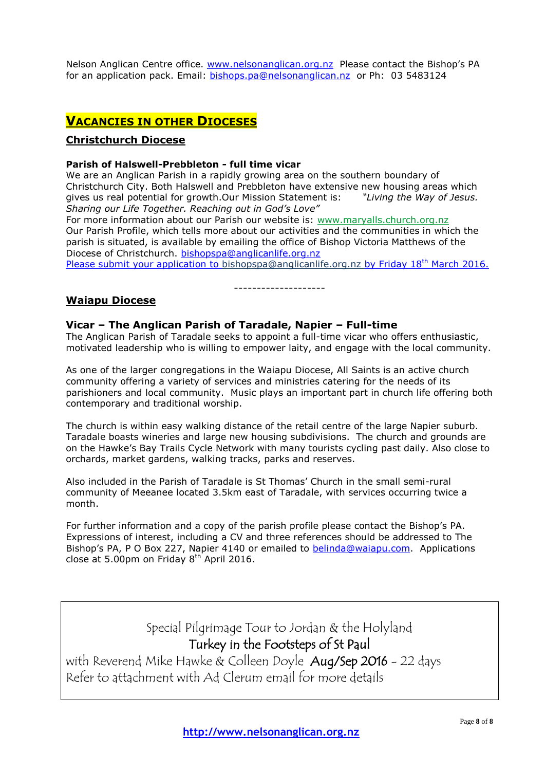Nelson Anglican Centre office. www.nelsonanglican.org.nz Please contact the Bishop's PA for an application pack. Email: bishops.pa@nelsonanglican.nz or Ph: 03 5483124

## VACANCIES IN OTHER DIOCESES

### Christchurch Diocese

**Parish of Halswell-Prebbleton - full time vicar**

We are an Anglican Parish in a rapidly growing area on the southern boundary of Christchurch City. Both Halswell and Prebbleton have extensive new housing areas which gives us real potential for growth.Our Mission Statement is: *"Living the Way of Jesus. Sharing our Life Together. Reaching out in God's Love"*

For more information about our Parish our website is: www.maryalls.church.org.nz

Our Parish Profile, which tells more about our activities and the communities in which the parish is situated, is available by emailing the office of Bishop Victoria Matthews of the Diocese of Christchurch. bishopspa@anglicanlife.org.nz

Please submit your application to bishopspa@anglicanlife.org.nz by Friday 18th March 2016.

--------------------

### Waiapu Diocese

**Vicar – The Anglican Parish of Taradale, Napier – Full-time**

The Anglican Parish of Taradale seeks to appoint a full-time vicar who offers enthusiastic, motivated leadership who is willing to empower laity, and engage with the local community.

As one of the larger congregations in the Waiapu Diocese, All Saints is an active church community offering a variety of services and ministries catering for the needs of its parishioners and local community. Music plays an important part in church life offering both contemporary and traditional worship.

The church is within easy walking distance of the retail centre of the large Napier suburb. Taradale boasts wineries and large new housing subdivisions. The church and grounds are on the Hawke's Bay Trails Cycle Network with many tourists cycling past daily. Also close to orchards, market gardens, walking tracks, parks and reserves.

Also included in the Parish of Taradale is St Thomas' Church in the small semi-rural community of Meeanee located 3.5km east of Taradale, with services occurring twice a month.

For further information and a copy of the parish profile please contact the Bishop's PA. Expressions of interest, including a CV and three references should be addressed to The Bishop's PA, P O Box 227, Napier 4140 or emailed to belinda@waiapu.com. Applications close at 5.00pm on Friday 8th April 2016.

---

Special Pilgrimage Tour to Jordan & the Holyland

Turkey in the Footsteps of St Paul

with Reverend Mike Hawke & Colleen Doyle Aug/Sep 2016 – 22 days

Refer to attachment with Ad Clerum email for more details

---

http://www.nelsonanglican.org.nz